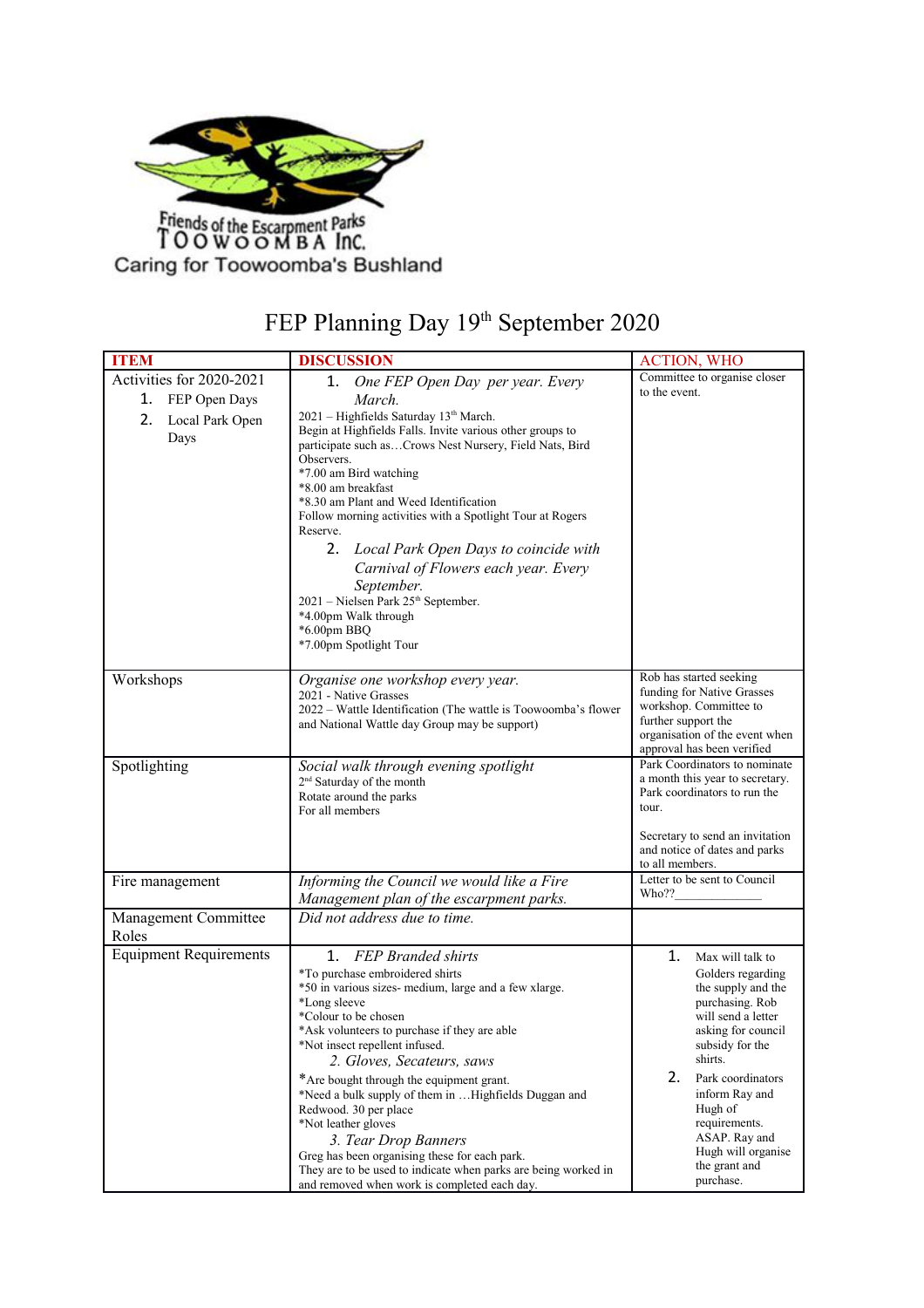Friends of the Escarpment Parks TOOWOOMBA Inc.
Caring for Toowoomba's Bushland

# FEP Planning Day 19th September 2020

| ITEM | DISCUSSION | ACTION, WHO |
|---|---|---|
| Activities for 2020-2021<br>1. FEP Open Days<br>2. Local Park Open Days | 1. *One FEP Open Day per year. Every March.*<br>2021 – Highfields Saturday 13th March.<br>Begin at Highfields Falls. Invite various other groups to participate such as…Crows Nest Nursery, Field Nats, Bird Observers.<br>*7.00 am Bird watching<br>*8.00 am breakfast<br>*8.30 am Plant and Weed Identification<br>Follow morning activities with a Spotlight Tour at Rogers Reserve.<br>2. *Local Park Open Days to coincide with Carnival of Flowers each year. Every September.*<br>2021 – Nielsen Park 25th September.<br>*4.00pm Walk through<br>*6.00pm BBQ<br>*7.00pm Spotlight Tour | Committee to organise closer to the event. |
| Workshops | *Organise one workshop every year.*<br>2021 - Native Grasses<br>2022 – Wattle Identification (The wattle is Toowoomba's flower and National Wattle day Group may be support) | Rob has started seeking funding for Native Grasses workshop. Committee to further support the organisation of the event when approval has been verified |
| Spotlighting | *Social walk through evening spotlight*<br>2nd Saturday of the month<br>Rotate around the parks<br>For all members | Park Coordinators to nominate a month this year to secretary. Park coordinators to run the tour.<br><br>Secretary to send an invitation and notice of dates and parks to all members. |
| Fire management | *Informing the Council we would like a Fire Management plan of the escarpment parks.* | Letter to be sent to Council<br>Who??______________ |
| Management Committee Roles | *Did not address due to time.* | |
| Equipment Requirements | 1. *FEP Branded shirts*<br>*To purchase embroidered shirts<br>*50 in various sizes- medium, large and a few xlarge.<br>*Long sleeve<br>*Colour to be chosen<br>*Ask volunteers to purchase if they are able<br>*Not insect repellent infused.<br>2. *Gloves, Secateurs, saws*<br>*Are bought through the equipment grant.<br>*Need a bulk supply of them in …Highfields Duggan and Redwood. 30 per place<br>*Not leather gloves<br>3. *Tear Drop Banners*<br>Greg has been organising these for each park.<br>They are to be used to indicate when parks are being worked in and removed when work is completed each day. | 1. Max will talk to Golders regarding the supply and the purchasing. Rob will send a letter asking for council subsidy for the shirts.<br>2. Park coordinators inform Ray and Hugh of requirements. ASAP. Ray and Hugh will organise the grant and purchase. |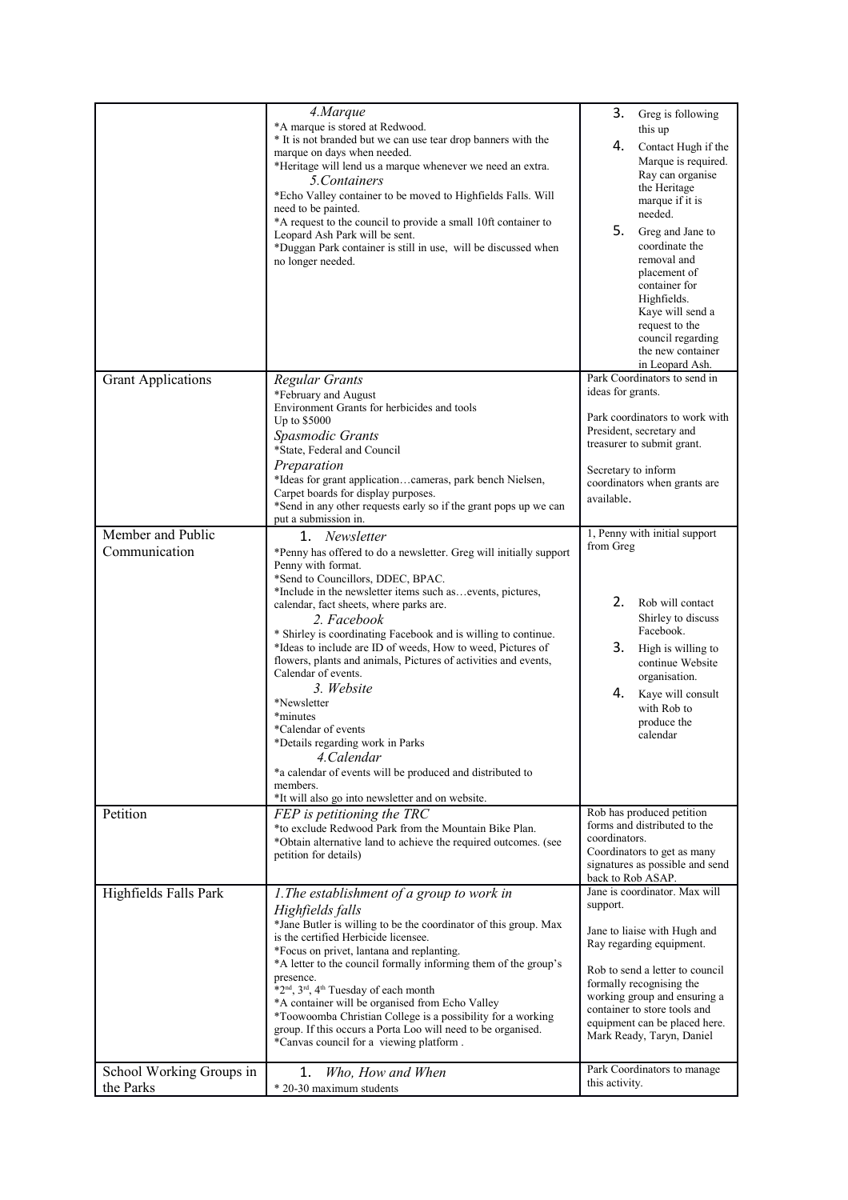| | | |
|---|---|---|
| | *4.Marque*<br>*A marque is stored at Redwood.<br>* It is not branded but we can use tear drop banners with the marque on days when needed.<br>*Heritage will lend us a marque whenever we need an extra.<br>*5.Containers*<br>*Echo Valley container to be moved to Highfields Falls. Will need to be painted.<br>*A request to the council to provide a small 10ft container to Leopard Ash Park will be sent.<br>*Duggan Park container is still in use, will be discussed when no longer needed. | 3. Greg is following this up<br>4. Contact Hugh if the Marque is required. Ray can organise the Heritage marque if it is needed.<br>5. Greg and Jane to coordinate the removal and placement of container for Highfields. Kaye will send a request to the council regarding the new container in Leopard Ash. |
| Grant Applications | *Regular Grants*<br>*February and August<br>Environment Grants for herbicides and tools<br>Up to $5000<br>*Spasmodic Grants*<br>*State, Federal and Council<br>*Preparation*<br>*Ideas for grant application…cameras, park bench Nielsen, Carpet boards for display purposes.<br>*Send in any other requests early so if the grant pops up we can put a submission in. | Park Coordinators to send in ideas for grants.<br><br>Park coordinators to work with President, secretary and treasurer to submit grant.<br><br>Secretary to inform coordinators when grants are available. |
| Member and Public Communication | 1. *Newsletter*<br>*Penny has offered to do a newsletter. Greg will initially support Penny with format.<br>*Send to Councillors, DDEC, BPAC.<br>*Include in the newsletter items such as…events, pictures, calendar, fact sheets, where parks are.<br>*2. Facebook*<br>* Shirley is coordinating Facebook and is willing to continue.<br>*Ideas to include are ID of weeds, How to weed, Pictures of flowers, plants and animals, Pictures of activities and events, Calendar of events.<br>*3. Website*<br>*Newsletter<br>*minutes<br>*Calendar of events<br>*Details regarding work in Parks<br>*4.Calendar*<br>*a calendar of events will be produced and distributed to members.<br>*It will also go into newsletter and on website. | 1, Penny with initial support from Greg<br><br>2. Rob will contact Shirley to discuss Facebook.<br>3. High is willing to continue Website organisation.<br>4. Kaye will consult with Rob to produce the calendar |
| Petition | *FEP is petitioning the TRC*<br>*to exclude Redwood Park from the Mountain Bike Plan.<br>*Obtain alternative land to achieve the required outcomes. (see petition for details) | Rob has produced petition forms and distributed to the coordinators.<br>Coordinators to get as many signatures as possible and send back to Rob ASAP. |
| Highfields Falls Park | *1.The establishment of a group to work in Highfields falls*<br>*Jane Butler is willing to be the coordinator of this group. Max is the certified Herbicide licensee.<br>*Focus on privet, lantana and replanting.<br>*A letter to the council formally informing them of the group's presence.<br>*2nd, 3rd, 4th Tuesday of each month<br>*A container will be organised from Echo Valley<br>*Toowoomba Christian College is a possibility for a working group. If this occurs a Porta Loo will need to be organised.<br>*Canvas council for a viewing platform . | Jane is coordinator. Max will support.<br><br>Jane to liaise with Hugh and Ray regarding equipment.<br><br>Rob to send a letter to council formally recognising the working group and ensuring a container to store tools and equipment can be placed here.<br>Mark Ready, Taryn, Daniel |
| School Working Groups in the Parks | 1. *Who, How and When*<br>* 20-30 maximum students | Park Coordinators to manage this activity. |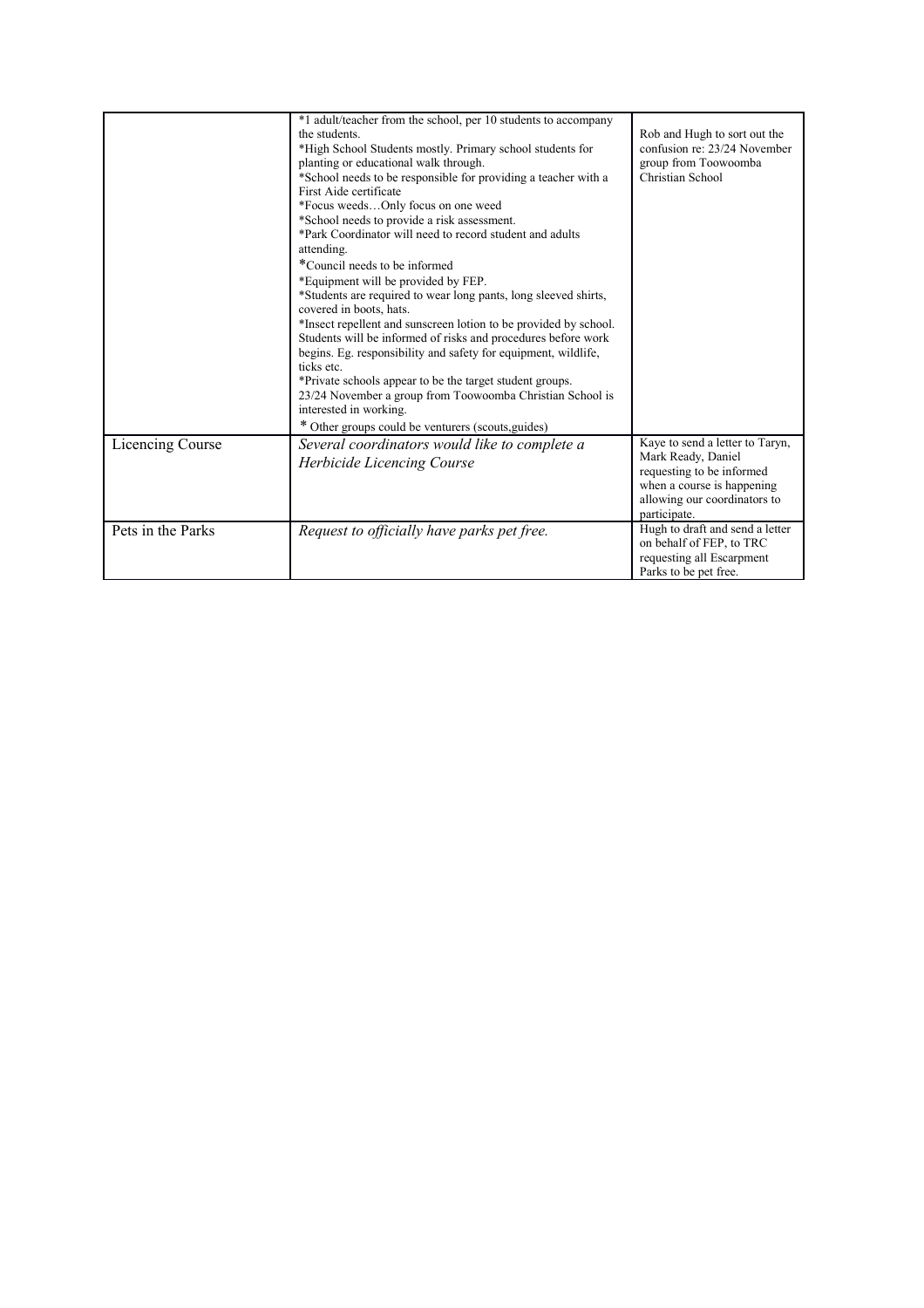| | | |
|---|---|---|
| | *1 adult/teacher from the school, per 10 students to accompany the students.<br>*High School Students mostly. Primary school students for planting or educational walk through.<br>*School needs to be responsible for providing a teacher with a First Aide certificate<br>*Focus weeds…Only focus on one weed<br>*School needs to provide a risk assessment.<br>*Park Coordinator will need to record student and adults attending.<br>*Council needs to be informed<br>*Equipment will be provided by FEP.<br>*Students are required to wear long pants, long sleeved shirts, covered in boots, hats.<br>*Insect repellent and sunscreen lotion to be provided by school. Students will be informed of risks and procedures before work begins. Eg. responsibility and safety for equipment, wildlife, ticks etc.<br>*Private schools appear to be the target student groups.<br>23/24 November a group from Toowoomba Christian School is interested in working.<br>* Other groups could be venturers (scouts,guides) | Rob and Hugh to sort out the confusion re: 23/24 November group from Toowoomba Christian School |
| Licencing Course | *Several coordinators would like to complete a Herbicide Licencing Course* | Kaye to send a letter to Taryn, Mark Ready, Daniel requesting to be informed when a course is happening allowing our coordinators to participate. |
| Pets in the Parks | *Request to officially have parks pet free.* | Hugh to draft and send a letter on behalf of FEP, to TRC requesting all Escarpment Parks to be pet free. |